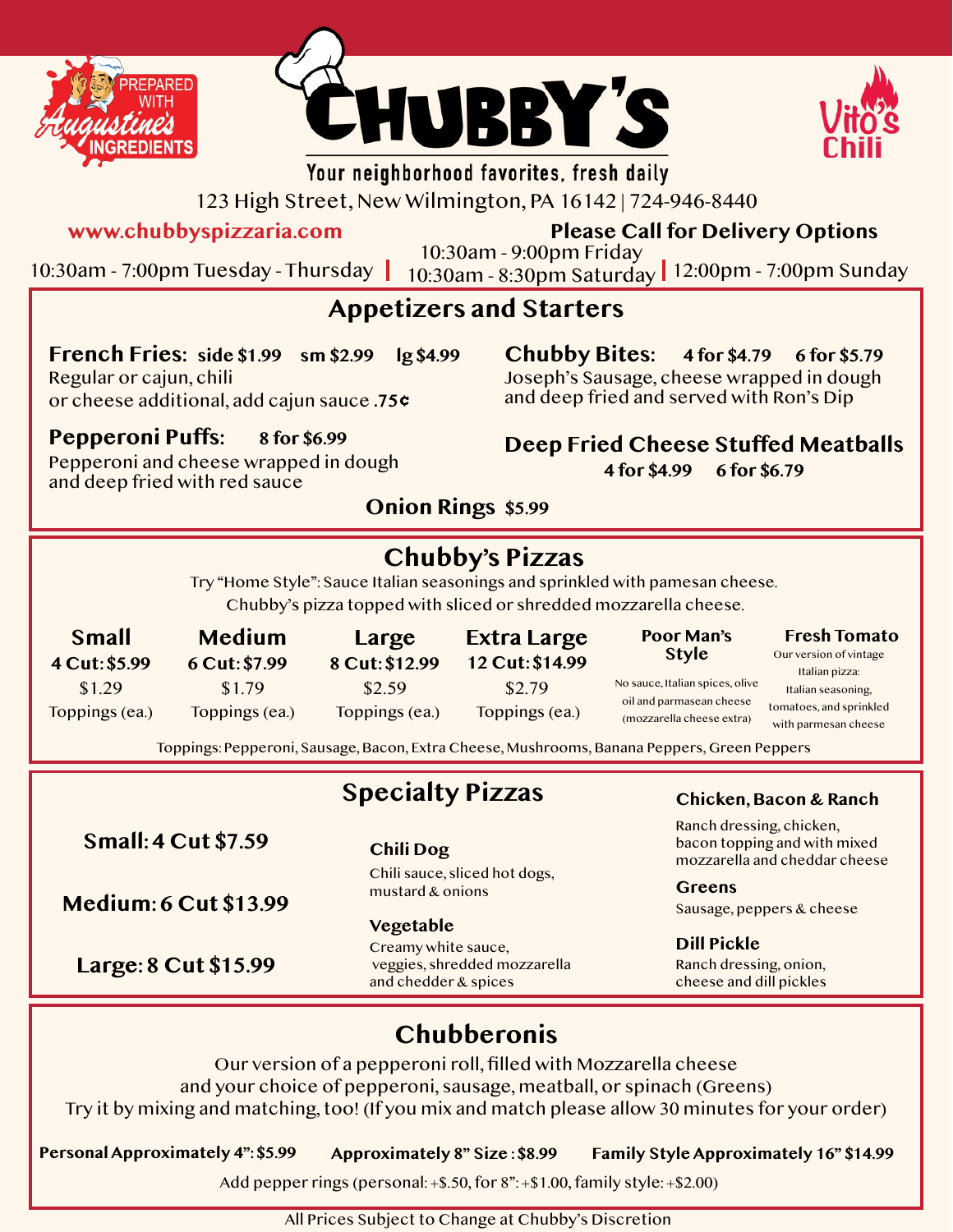PREPARED WITH Augustine's INGREDIENTS

# CHUBBY'S

Your neighborhood favorites, fresh daily

Vito's Chili

123 High Street, New Wilmington, PA 16142 | 724-946-8440

www.chubbyspizzaria.com

**Please Call for Delivery Options**

10:30am - 7:00pm Tuesday - Thursday | 10:30am - 9:00pm Friday, 10:30am - 8:30pm Saturday | 12:00pm - 7:00pm Sunday

## Appetizers and Starters

**French Fries:** **side $1.99** **sm $2.99** **lg $4.99**
Regular or cajun, chili or cheese additional, add cajun sauce **.75¢**

**Pepperoni Puffs:** **8 for $6.99**
Pepperoni and cheese wrapped in dough and deep fried with red sauce

**Chubby Bites:** **4 for $4.79** **6 for $5.79**
Joseph's Sausage, cheese wrapped in dough and deep fried and served with Ron's Dip

**Deep Fried Cheese Stuffed Meatballs**
**4 for $4.99** **6 for $6.79**

**Onion Rings** **$5.99**

## Chubby's Pizzas

Try "Home Style": Sauce Italian seasonings and sprinkled with pamesan cheese.
Chubby's pizza topped with sliced or shredded mozzarella cheese.

| Small | Medium | Large | Extra Large |
|---|---|---|---|
| **4 Cut: $5.99** | **6 Cut: $7.99** | **8 Cut: $12.99** | **12 Cut: $14.99** |
| $1.29 Toppings (ea.) | $1.79 Toppings (ea.) | $2.59 Toppings (ea.) | $2.79 Toppings (ea.) |

**Poor Man's Style**
No sauce, Italian spices, olive oil and parmasean cheese (mozzarella cheese extra)

**Fresh Tomato**
Our version of vintage Italian pizza: Italian seasoning, tomatoes, and sprinkled with parmesan cheese

Toppings: Pepperoni, Sausage, Bacon, Extra Cheese, Mushrooms, Banana Peppers, Green Peppers

## Specialty Pizzas

**Small: 4 Cut $7.59**

**Medium: 6 Cut $13.99**

**Large: 8 Cut $15.99**

**Chili Dog**
Chili sauce, sliced hot dogs, mustard & onions

**Vegetable**
Creamy white sauce, veggies, shredded mozzarella and chedder & spices

**Chicken, Bacon & Ranch**
Ranch dressing, chicken, bacon topping and with mixed mozzarella and cheddar cheese

**Greens**
Sausage, peppers & cheese

**Dill Pickle**
Ranch dressing, onion, cheese and dill pickles

## Chubberonis

Our version of a pepperoni roll, filled with Mozzarella cheese and your choice of pepperoni, sausage, meatball, or spinach (Greens)
Try it by mixing and matching, too! (If you mix and match please allow 30 minutes for your order)

**Personal Approximately 4": $5.99** **Approximately 8" Size : $8.99** **Family Style Approximately 16" $14.99**

Add pepper rings (personal: +$.50, for 8": +$1.00, family style: +$2.00)

All Prices Subject to Change at Chubby's Discretion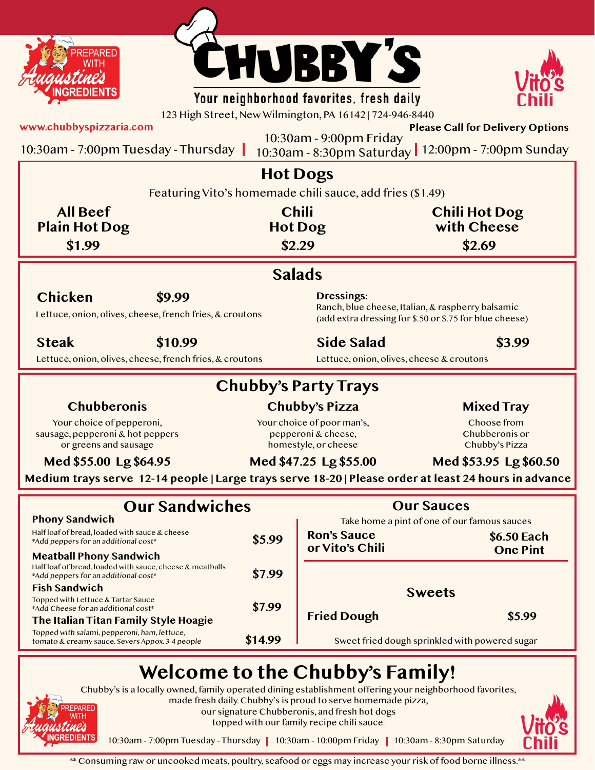PREPARED WITH Augustine's INGREDIENTS

# CHUBBY'S

Your neighborhood favorites, fresh daily

Vito's Chili

123 High Street, New Wilmington, PA 16142 | 724-946-8440

www.chubbyspizzaria.com

**Please Call for Delivery Options**

10:30am - 7:00pm Tuesday - Thursday | 10:30am - 9:00pm Friday | 10:30am - 8:30pm Saturday | 12:00pm - 7:00pm Sunday

## Hot Dogs

Featuring Vito's homemade chili sauce, add fries ($1.49)

**All Beef Plain Hot Dog**
**$1.99**

**Chili Hot Dog**
**$2.29**

**Chili Hot Dog with Cheese**
**$2.69**

## Salads

**Chicken** **$9.99**
Lettuce, onion, olives, cheese, french fries, & croutons

**Steak** **$10.99**
Lettuce, onion, olives, cheese, french fries, & croutons

**Dressings:**
Ranch, blue cheese, Italian, & raspberry balsamic
(add extra dressing for $.50 or $.75 for blue cheese)

**Side Salad** **$3.99**
Lettuce, onion, olives, cheese & croutons

## Chubby's Party Trays

**Chubberonis**
Your choice of pepperoni, sausage, pepperoni & hot peppers or greens and sausage
**Med $55.00 Lg $64.95**

**Chubby's Pizza**
Your choice of poor man's, pepperoni & cheese, homestyle, or cheese
**Med $47.25 Lg $55.00**

**Mixed Tray**
Choose from Chubberonis or Chubby's Pizza
**Med $53.95 Lg $60.50**

**Medium trays serve 12-14 people | Large trays serve 18-20 | Please order at least 24 hours in advance**

## Our Sandwiches

**Phony Sandwich** **$5.99**
Half loaf of bread, loaded with sauce & cheese
*Add peppers for an additional cost*

**Meatball Phony Sandwich** **$7.99**
Half loaf of bread, loaded with sauce, cheese & meatballs
*Add peppers for an additional cost*

**Fish Sandwich** **$7.99**
Topped with Lettuce & Tartar Sauce
*Add Cheese for an additional cost*

**The Italian Titan Family Style Hoagie** **$14.99**
*Topped with salami, pepperoni, ham, lettuce, tomato & creamy sauce. Severs Appox. 3-4 people*

## Our Sauces

Take home a pint of one of our famous sauces

**Ron's Sauce or Vito's Chili** **$6.50 Each One Pint**

## Sweets

**Fried Dough** **$5.99**
Sweet fried dough sprinkled with powered sugar

# Welcome to the Chubby's Family!

Chubby's is a locally owned, family operated dining establishment offering your neighborhood favorites, made fresh daily. Chubby's is proud to serve homemade pizza, our signature Chubberonis, and fresh hot dogs topped with our family recipe chili sauce.

PREPARED WITH Augustine's INGREDIENTS

10:30am - 7:00pm Tuesday - Thursday | 10:30am - 10:00pm Friday | 10:30am - 8:30pm Saturday

Vito's Chili

** Consuming raw or uncooked meats, poultry, seafood or eggs may increase your risk of food borne illness.**